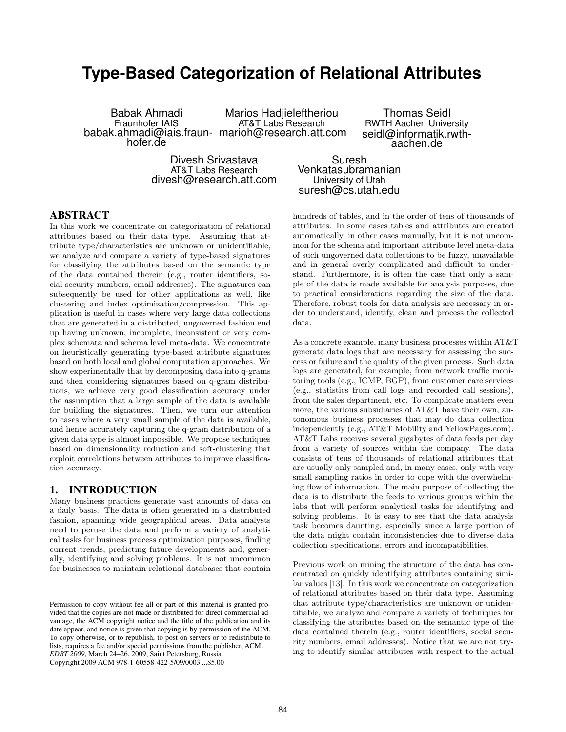# Type-Based Categorization of Relational Attributes

Babak Ahmadi
Fraunhofer IAIS
babak.ahmadi@iais.fraunhofer.de

Marios Hadjieleftheriou
AT&T Labs Research
marioh@research.att.com

Thomas Seidl
RWTH Aachen University
seidl@informatik.rwth-aachen.de

Divesh Srivastava
AT&T Labs Research
divesh@research.att.com

Suresh Venkatasubramanian
University of Utah
suresh@cs.utah.edu

## ABSTRACT

In this work we concentrate on categorization of relational attributes based on their data type. Assuming that attribute type/characteristics are unknown or unidentifiable, we analyze and compare a variety of type-based signatures for classifying the attributes based on the semantic type of the data contained therein (e.g., router identifiers, social security numbers, email addresses). The signatures can subsequently be used for other applications as well, like clustering and index optimization/compression. This application is useful in cases where very large data collections that are generated in a distributed, ungoverned fashion end up having unknown, incomplete, inconsistent or very complex schemata and schema level meta-data. We concentrate on heuristically generating type-based attribute signatures based on both local and global computation approaches. We show experimentally that by decomposing data into q-grams and then considering signatures based on q-gram distributions, we achieve very good classification accuracy under the assumption that a large sample of the data is available for building the signatures. Then, we turn our attention to cases where a very small sample of the data is available, and hence accurately capturing the q-gram distribution of a given data type is almost impossible. We propose techniques based on dimensionality reduction and soft-clustering that exploit correlations between attributes to improve classification accuracy.

## 1. INTRODUCTION

Many business practices generate vast amounts of data on a daily basis. The data is often generated in a distributed fashion, spanning wide geographical areas. Data analysts need to peruse the data and perform a variety of analytical tasks for business process optimization purposes, finding current trends, predicting future developments and, generally, identifying and solving problems. It is not uncommon for businesses to maintain relational databases that contain hundreds of tables, and in the order of tens of thousands of attributes. In some cases tables and attributes are created automatically, in other cases manually, but it is not uncommon for the schema and important attribute level meta-data of such ungoverned data collections to be fuzzy, unavailable and in general overly complicated and difficult to understand. Furthermore, it is often the case that only a sample of the data is made available for analysis purposes, due to practical considerations regarding the size of the data. Therefore, robust tools for data analysis are necessary in order to understand, identify, clean and process the collected data.

As a concrete example, many business processes within AT&T generate data logs that are necessary for assessing the success or failure and the quality of the given process. Such data logs are generated, for example, from network traffic monitoring tools (e.g., ICMP, BGP), from customer care services (e.g., statistics from call logs and recorded call sessions), from the sales department, etc. To complicate matters even more, the various subsidiaries of AT&T have their own, autonomous business processes that may do data collection independently (e.g., AT&T Mobility and YellowPages.com). AT&T Labs receives several gigabytes of data feeds per day from a variety of sources within the company. The data consists of tens of thousands of relational attributes that are usually only sampled and, in many cases, only with very small sampling ratios in order to cope with the overwhelming flow of information. The main purpose of collecting the data is to distribute the feeds to various groups within the labs that will perform analytical tasks for identifying and solving problems. It is easy to see that the data analysis task becomes daunting, especially since a large portion of the data might contain inconsistencies due to diverse data collection specifications, errors and incompatibilities.

Previous work on mining the structure of the data has concentrated on quickly identifying attributes containing similar values [13]. In this work we concentrate on categorization of relational attributes based on their data type. Assuming that attribute type/characteristics are unknown or unidentifiable, we analyze and compare a variety of techniques for classifying the attributes based on the semantic type of the data contained therein (e.g., router identifiers, social security numbers, email addresses). Notice that we are not trying to identify similar attributes with respect to the actual

Permission to copy without fee all or part of this material is granted provided that the copies are not made or distributed for direct commercial advantage, the ACM copyright notice and the title of the publication and its date appear, and notice is given that copying is by permission of the ACM. To copy otherwise, or to republish, to post on servers or to redistribute to lists, requires a fee and/or special permissions from the publisher, ACM.
*EDBT 2009*, March 24–26, 2009, Saint Petersburg, Russia.
Copyright 2009 ACM 978-1-60558-422-5/09/0003 ...$5.00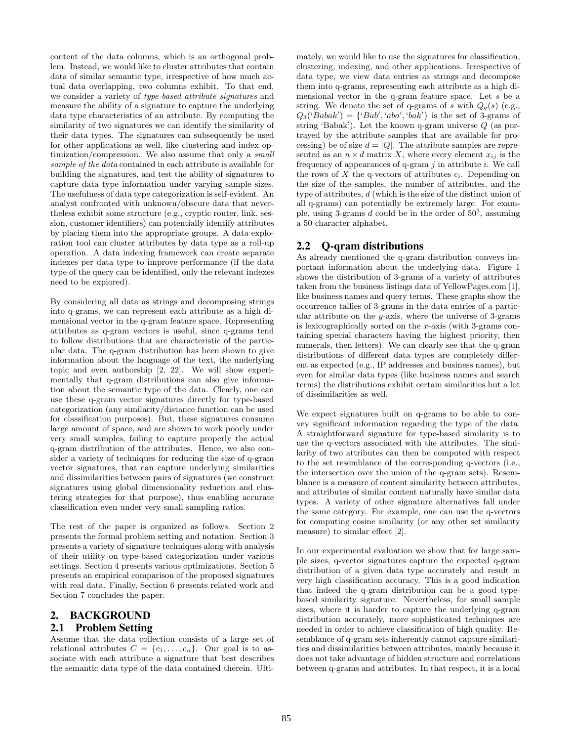content of the data columns, which is an orthogonal problem. Instead, we would like to cluster attributes that contain data of similar semantic type, irrespective of how much actual data overlapping, two columns exhibit. To that end, we consider a variety of *type-based attribute signatures* and measure the ability of a signature to capture the underlying data type characteristics of an attribute. By computing the similarity of two signatures we can identify the similarity of their data types. The signatures can subsequently be used for other applications as well, like clustering and index optimization/compression. We also assume that only a *small sample of the data* contained in each attribute is available for building the signatures, and test the ability of signatures to capture data type information under varying sample sizes. The usefulness of data type categorization is self-evident. An analyst confronted with unknown/obscure data that nevertheless exhibit some structure (e.g., cryptic router, link, session, customer identifiers) can potentially identify attributes by placing them into the appropriate groups. A data exploration tool can cluster attributes by data type as a roll-up operation. A data indexing framework can create separate indexes per data type to improve performance (if the data type of the query can be identified, only the relevant indexes need to be explored).

By considering all data as strings and decomposing strings into q-grams, we can represent each attribute as a high dimensional vector in the q-gram feature space. Representing attributes as q-gram vectors is useful, since q-grams tend to follow distributions that are characteristic of the particular data. The q-gram distribution has been shown to give information about the language of the text, the underlying topic and even authorship [2, 22]. We will show experimentally that q-gram distributions can also give information about the semantic type of the data. Clearly, one can use these q-gram vector signatures directly for type-based categorization (any similarity/distance function can be used for classification purposes). But, these signatures consume large amount of space, and are shown to work poorly under very small samples, failing to capture properly the actual q-gram distribution of the attributes. Hence, we also consider a variety of techniques for reducing the size of q-gram vector signatures, that can capture underlying similarities and dissimilarities between pairs of signatures (we construct signatures using global dimensionality reduction and clustering strategies for that purpose), thus enabling accurate classification even under very small sampling ratios.

The rest of the paper is organized as follows. Section 2 presents the formal problem setting and notation. Section 3 presents a variety of signature techniques along with analysis of their utility on type-based categorization under various settings. Section 4 presents various optimizations. Section 5 presents an empirical comparison of the proposed signatures with real data. Finally, Section 6 presents related work and Section 7 concludes the paper.

## 2. BACKGROUND

### 2.1 Problem Setting

Assume that the data collection consists of a large set of relational attributes $C = \{c_1, \ldots, c_n\}$. Our goal is to associate with each attribute a signature that best describes the semantic data type of the data contained therein. Ultimately, we would like to use the signatures for classification, clustering, indexing, and other applications. Irrespective of data type, we view data entries as strings and decompose them into q-grams, representing each attribute as a high dimensional vector in the q-gram feature space. Let $s$ be a string. We denote the set of q-grams of $s$ with $Q_q(s)$ (e.g., $Q_3(\text{'}Babak\text{'}) = \{\text{'}Bab\text{'}, \text{'}aba\text{'}, \text{'}bak\text{'}\}$ is the set of 3-grams of string 'Babak'). Let the known q-gram universe $Q$ (as portrayed by the attribute samples that are available for processing) be of size $d = |Q|$. The attribute samples are represented as an $n \times d$ matrix $X$, where every element $x_{ij}$ is the frequency of appearances of q-gram $j$ in attribute $i$. We call the rows of $X$ the q-vectors of attributes $c_i$. Depending on the size of the samples, the number of attributes, and the type of attributes, $d$ (which is the size of the distinct union of all q-grams) can potentially be extremely large. For example, using 3-grams $d$ could be in the order of $50^3$, assuming a 50 character alphabet.

### 2.2 Q-qram distributions

As already mentioned the q-gram distribution conveys important information about the underlying data. Figure 1 shows the distribution of 3-grams of a variety of attributes taken from the business listings data of YellowPages.com [1], like business names and query terms. These graphs show the occurrence tallies of 3-grams in the data entries of a particular attribute on the $y$-axis, where the universe of 3-grams is lexicographically sorted on the $x$-axis (with 3-grams containing special characters having the highest priority, then numerals, then letters). We can clearly see that the q-gram distributions of different data types are completely different as expected (e.g., IP addresses and business names), but even for similar data types (like business names and search terms) the distributions exhibit certain similarities but a lot of dissimilarities as well.

We expect signatures built on q-grams to be able to convey significant information regarding the type of the data. A straightforward signature for type-based similarity is to use the q-vectors associated with the attributes. The similarity of two attributes can then be computed with respect to the set resemblance of the corresponding q-vectors (i.e., the intersection over the union of the q-gram sets). Resemblance is a measure of content similarity between attributes, and attributes of similar content naturally have similar data types. A variety of other signature alternatives fall under the same category. For example, one can use the q-vectors for computing cosine similarity (or any other set similarity measure) to similar effect [2].

In our experimental evaluation we show that for large sample sizes, q-vector signatures capture the expected q-gram distribution of a given data type accurately and result in very high classification accuracy. This is a good indication that indeed the q-gram distribution can be a good type-based similarity signature. Nevertheless, for small sample sizes, where it is harder to capture the underlying q-gram distribution accurately, more sophisticated techniques are needed in order to achieve classification of high quality. Resemblance of q-gram sets inherently cannot capture similarities and dissimilarities between attributes, mainly because it does not take advantage of hidden structure and correlations between q-grams and attributes. In that respect, it is a local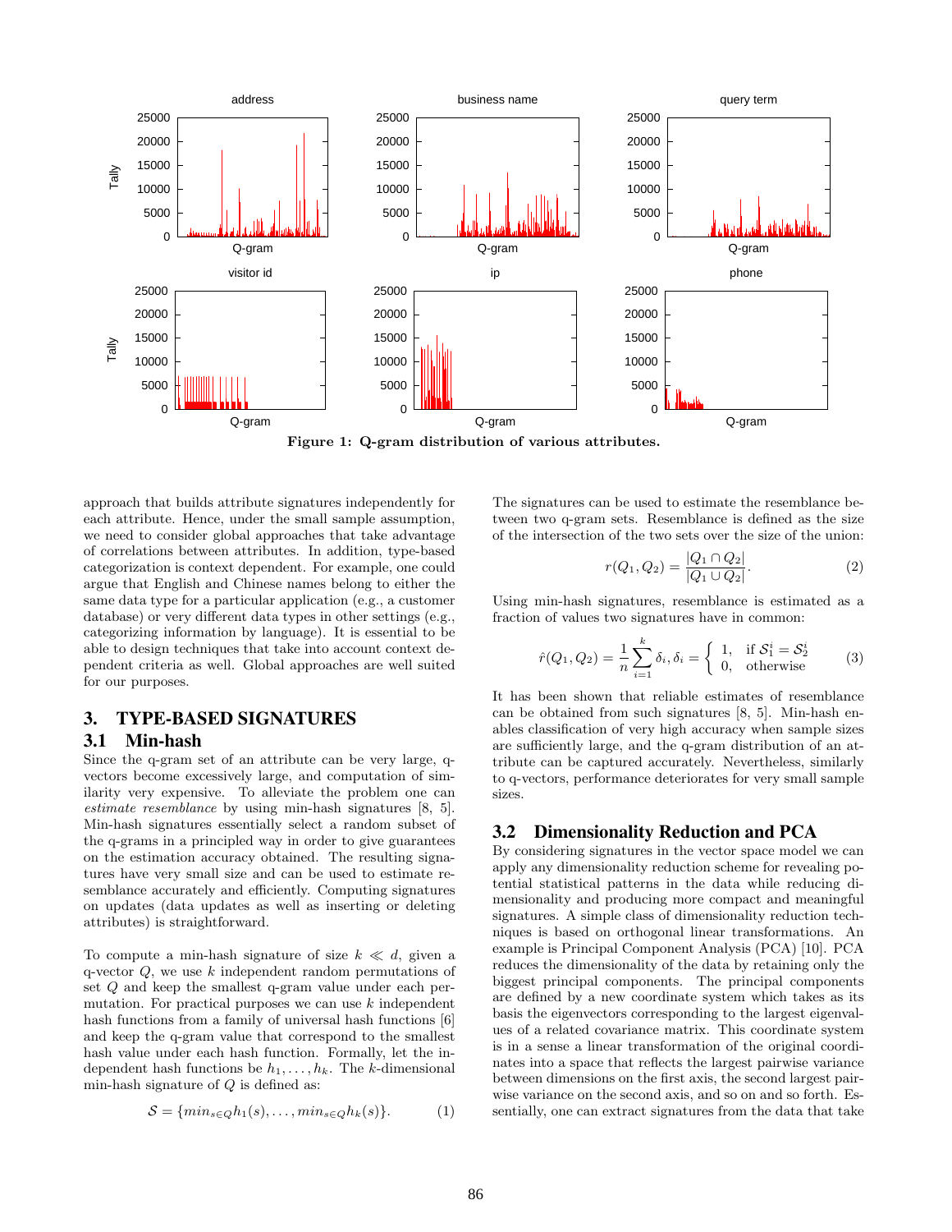Figure 1: Q-gram distribution of various attributes.

approach that builds attribute signatures independently for each attribute. Hence, under the small sample assumption, we need to consider global approaches that take advantage of correlations between attributes. In addition, type-based categorization is context dependent. For example, one could argue that English and Chinese names belong to either the same data type for a particular application (e.g., a customer database) or very different data types in other settings (e.g., categorizing information by language). It is essential to be able to design techniques that take into account context dependent criteria as well. Global approaches are well suited for our purposes.

## 3. TYPE-BASED SIGNATURES

### 3.1 Min-hash

Since the q-gram set of an attribute can be very large, q-vectors become excessively large, and computation of similarity very expensive. To alleviate the problem one can *estimate resemblance* by using min-hash signatures [8, 5]. Min-hash signatures essentially select a random subset of the q-grams in a principled way in order to give guarantees on the estimation accuracy obtained. The resulting signatures have very small size and can be used to estimate resemblance accurately and efficiently. Computing signatures on updates (data updates as well as inserting or deleting attributes) is straightforward.

To compute a min-hash signature of size $k \ll d$, given a q-vector $Q$, we use $k$ independent random permutations of set $Q$ and keep the smallest q-gram value under each permutation. For practical purposes we can use $k$ independent hash functions from a family of universal hash functions [6] and keep the q-gram value that correspond to the smallest hash value under each hash function. Formally, let the independent hash functions be $h_1, \ldots, h_k$. The $k$-dimensional min-hash signature of $Q$ is defined as:

$$\mathcal{S} = \{min_{s \in Q} h_1(s), \ldots, min_{s \in Q} h_k(s)\}. \tag{1}$$

The signatures can be used to estimate the resemblance between two q-gram sets. Resemblance is defined as the size of the intersection of the two sets over the size of the union:

$$r(Q_1, Q_2) = \frac{|Q_1 \cap Q_2|}{|Q_1 \cup Q_2|}. \tag{2}$$

Using min-hash signatures, resemblance is estimated as a fraction of values two signatures have in common:

$$\hat{r}(Q_1, Q_2) = \frac{1}{n} \sum_{i=1}^{k} \delta_i, \delta_i = \begin{cases} 1, & \text{if } \mathcal{S}_1^i = \mathcal{S}_2^i \\ 0, & \text{otherwise} \end{cases} \tag{3}$$

It has been shown that reliable estimates of resemblance can be obtained from such signatures [8, 5]. Min-hash enables classification of very high accuracy when sample sizes are sufficiently large, and the q-gram distribution of an attribute can be captured accurately. Nevertheless, similarly to q-vectors, performance deteriorates for very small sample sizes.

### 3.2 Dimensionality Reduction and PCA

By considering signatures in the vector space model we can apply any dimensionality reduction scheme for revealing potential statistical patterns in the data while reducing dimensionality and producing more compact and meaningful signatures. A simple class of dimensionality reduction techniques is based on orthogonal linear transformations. An example is Principal Component Analysis (PCA) [10]. PCA reduces the dimensionality of the data by retaining only the biggest principal components. The principal components are defined by a new coordinate system which takes as its basis the eigenvectors corresponding to the largest eigenvalues of a related covariance matrix. This coordinate system is in a sense a linear transformation of the original coordinates into a space that reflects the largest pairwise variance between dimensions on the first axis, the second largest pairwise variance on the second axis, and so on and so forth. Essentially, one can extract signatures from the data that take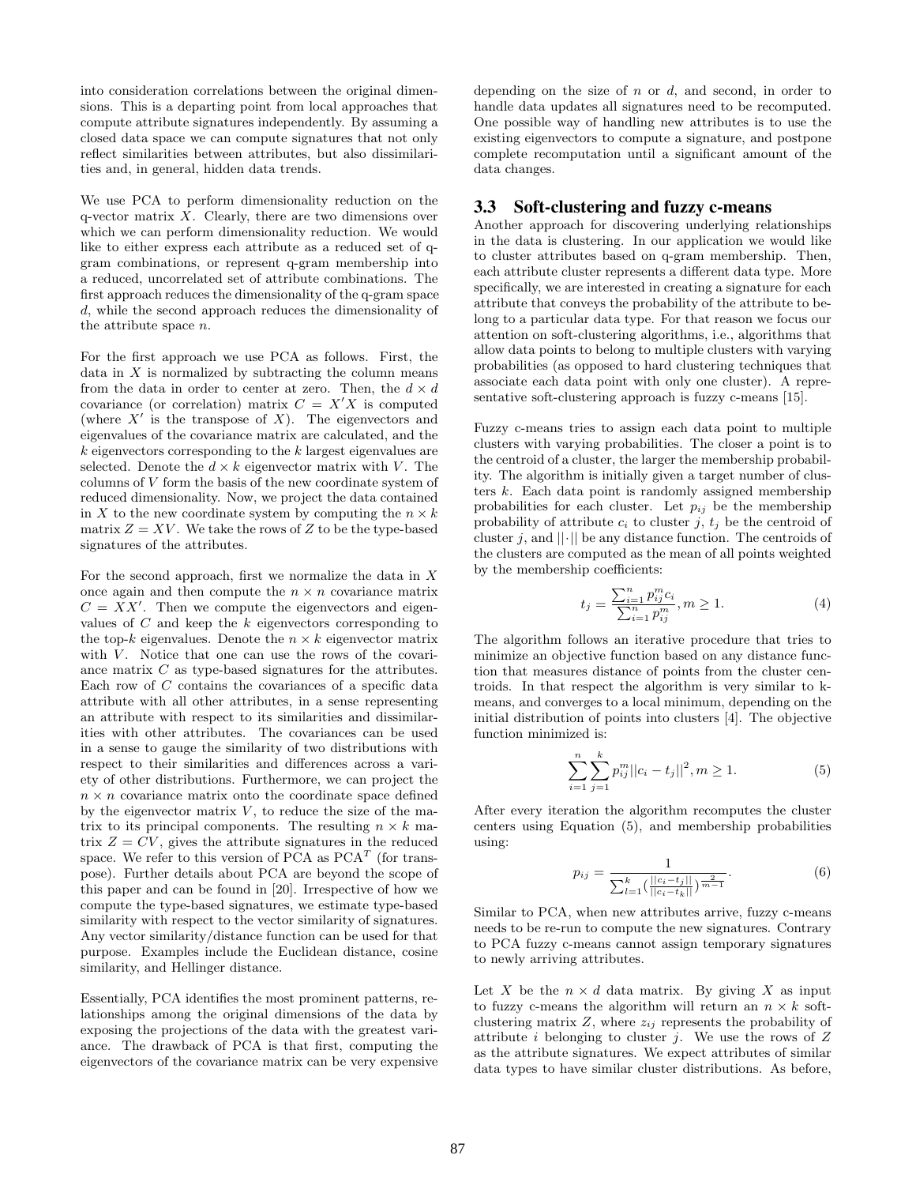into consideration correlations between the original dimensions. This is a departing point from local approaches that compute attribute signatures independently. By assuming a closed data space we can compute signatures that not only reflect similarities between attributes, but also dissimilarities and, in general, hidden data trends.

We use PCA to perform dimensionality reduction on the q-vector matrix $X$. Clearly, there are two dimensions over which we can perform dimensionality reduction. We would like to either express each attribute as a reduced set of q-gram combinations, or represent q-gram membership into a reduced, uncorrelated set of attribute combinations. The first approach reduces the dimensionality of the q-gram space $d$, while the second approach reduces the dimensionality of the attribute space $n$.

For the first approach we use PCA as follows. First, the data in $X$ is normalized by subtracting the column means from the data in order to center at zero. Then, the $d \times d$ covariance (or correlation) matrix $C = X'X$ is computed (where $X'$ is the transpose of $X$). The eigenvectors and eigenvalues of the covariance matrix are calculated, and the $k$ eigenvectors corresponding to the $k$ largest eigenvalues are selected. Denote the $d \times k$ eigenvector matrix with $V$. The columns of $V$ form the basis of the new coordinate system of reduced dimensionality. Now, we project the data contained in $X$ to the new coordinate system by computing the $n \times k$ matrix $Z = XV$. We take the rows of $Z$ to be the type-based signatures of the attributes.

For the second approach, first we normalize the data in $X$ once again and then compute the $n \times n$ covariance matrix $C = XX'$. Then we compute the eigenvectors and eigenvalues of $C$ and keep the $k$ eigenvectors corresponding to the top-$k$ eigenvalues. Denote the $n \times k$ eigenvector matrix with $V$. Notice that one can use the rows of the covariance matrix $C$ as type-based signatures for the attributes. Each row of $C$ contains the covariances of a specific data attribute with all other attributes, in a sense representing an attribute with respect to its similarities and dissimilarities with other attributes. The covariances can be used in a sense to gauge the similarity of two distributions with respect to their similarities and differences across a variety of other distributions. Furthermore, we can project the $n \times n$ covariance matrix onto the coordinate space defined by the eigenvector matrix $V$, to reduce the size of the matrix to its principal components. The resulting $n \times k$ matrix $Z = CV$, gives the attribute signatures in the reduced space. We refer to this version of PCA as $\text{PCA}^T$ (for transpose). Further details about PCA are beyond the scope of this paper and can be found in [20]. Irrespective of how we compute the type-based signatures, we estimate type-based similarity with respect to the vector similarity of signatures. Any vector similarity/distance function can be used for that purpose. Examples include the Euclidean distance, cosine similarity, and Hellinger distance.

Essentially, PCA identifies the most prominent patterns, relationships among the original dimensions of the data by exposing the projections of the data with the greatest variance. The drawback of PCA is that first, computing the eigenvectors of the covariance matrix can be very expensive depending on the size of $n$ or $d$, and second, in order to handle data updates all signatures need to be recomputed. One possible way of handling new attributes is to use the existing eigenvectors to compute a signature, and postpone complete recomputation until a significant amount of the data changes.

### 3.3 Soft-clustering and fuzzy c-means

Another approach for discovering underlying relationships in the data is clustering. In our application we would like to cluster attributes based on q-gram membership. Then, each attribute cluster represents a different data type. More specifically, we are interested in creating a signature for each attribute that conveys the probability of the attribute to belong to a particular data type. For that reason we focus our attention on soft-clustering algorithms, i.e., algorithms that allow data points to belong to multiple clusters with varying probabilities (as opposed to hard clustering techniques that associate each data point with only one cluster). A representative soft-clustering approach is fuzzy c-means [15].

Fuzzy c-means tries to assign each data point to multiple clusters with varying probabilities. The closer a point is to the centroid of a cluster, the larger the membership probability. The algorithm is initially given a target number of clusters $k$. Each data point is randomly assigned membership probabilities for each cluster. Let $p_{ij}$ be the membership probability of attribute $c_i$ to cluster $j$, $t_j$ be the centroid of cluster $j$, and $||\cdot||$ be any distance function. The centroids of the clusters are computed as the mean of all points weighted by the membership coefficients:

$$t_j = \frac{\sum_{i=1}^{n} p_{ij}^m c_i}{\sum_{i=1}^{n} p_{ij}^m}, m \geq 1. \tag{4}$$

The algorithm follows an iterative procedure that tries to minimize an objective function based on any distance function that measures distance of points from the cluster centroids. In that respect the algorithm is very similar to k-means, and converges to a local minimum, depending on the initial distribution of points into clusters [4]. The objective function minimized is:

$$\sum_{i=1}^{n}\sum_{j=1}^{k} p_{ij}^m ||c_i - t_j||^2, m \geq 1. \tag{5}$$

After every iteration the algorithm recomputes the cluster centers using Equation (5), and membership probabilities using:

$$p_{ij} = \frac{1}{\sum_{l=1}^{k} (\frac{||c_i - t_j||}{||c_i - t_k||})^{\frac{2}{m-1}}}. \tag{6}$$

Similar to PCA, when new attributes arrive, fuzzy c-means needs to be re-run to compute the new signatures. Contrary to PCA fuzzy c-means cannot assign temporary signatures to newly arriving attributes.

Let $X$ be the $n \times d$ data matrix. By giving $X$ as input to fuzzy c-means the algorithm will return an $n \times k$ soft-clustering matrix $Z$, where $z_{ij}$ represents the probability of attribute $i$ belonging to cluster $j$. We use the rows of $Z$ as the attribute signatures. We expect attributes of similar data types to have similar cluster distributions. As before,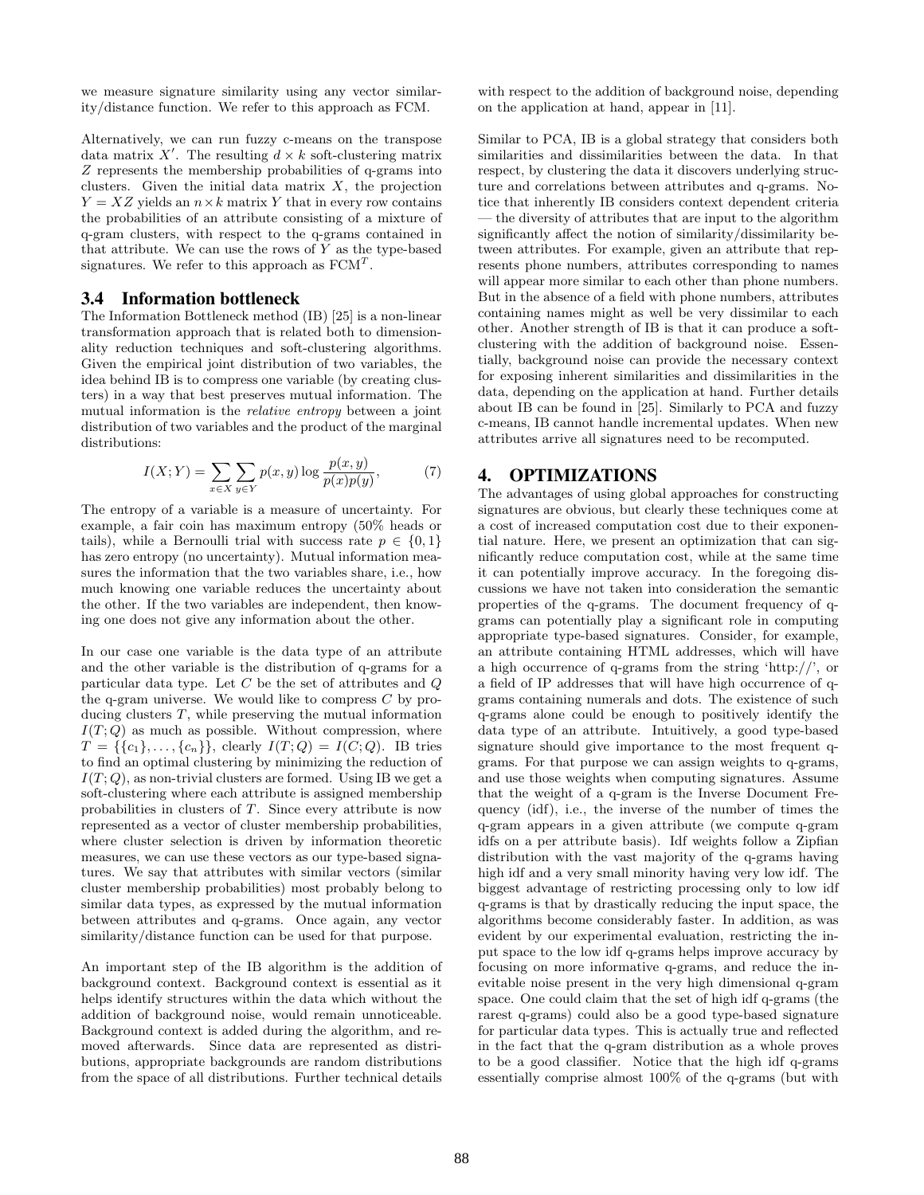we measure signature similarity using any vector similarity/distance function. We refer to this approach as FCM.

Alternatively, we can run fuzzy c-means on the transpose data matrix $X'$. The resulting $d \times k$ soft-clustering matrix $Z$ represents the membership probabilities of q-grams into clusters. Given the initial data matrix $X$, the projection $Y = XZ$ yields an $n \times k$ matrix $Y$ that in every row contains the probabilities of an attribute consisting of a mixture of q-gram clusters, with respect to the q-grams contained in that attribute. We can use the rows of $Y$ as the type-based signatures. We refer to this approach as $\text{FCM}^T$.

### 3.4 Information bottleneck

The Information Bottleneck method (IB) [25] is a non-linear transformation approach that is related both to dimensionality reduction techniques and soft-clustering algorithms. Given the empirical joint distribution of two variables, the idea behind IB is to compress one variable (by creating clusters) in a way that best preserves mutual information. The mutual information is the *relative entropy* between a joint distribution of two variables and the product of the marginal distributions:

$$I(X;Y) = \sum_{x \in X} \sum_{y \in Y} p(x,y) \log \frac{p(x,y)}{p(x)p(y)}, \tag{7}$$

The entropy of a variable is a measure of uncertainty. For example, a fair coin has maximum entropy (50% heads or tails), while a Bernoulli trial with success rate $p \in \{0, 1\}$ has zero entropy (no uncertainty). Mutual information measures the information that the two variables share, i.e., how much knowing one variable reduces the uncertainty about the other. If the two variables are independent, then knowing one does not give any information about the other.

In our case one variable is the data type of an attribute and the other variable is the distribution of q-grams for a particular data type. Let $C$ be the set of attributes and $Q$ the q-gram universe. We would like to compress $C$ by producing clusters $T$, while preserving the mutual information $I(T;Q)$ as much as possible. Without compression, where $T = \{\{c_1\}, \ldots, \{c_n\}\}$, clearly $I(T;Q) = I(C;Q)$. IB tries to find an optimal clustering by minimizing the reduction of $I(T;Q)$, as non-trivial clusters are formed. Using IB we get a soft-clustering where each attribute is assigned membership probabilities in clusters of $T$. Since every attribute is now represented as a vector of cluster membership probabilities, where cluster selection is driven by information theoretic measures, we can use these vectors as our type-based signatures. We say that attributes with similar vectors (similar cluster membership probabilities) most probably belong to similar data types, as expressed by the mutual information between attributes and q-grams. Once again, any vector similarity/distance function can be used for that purpose.

An important step of the IB algorithm is the addition of background context. Background context is essential as it helps identify structures within the data which without the addition of background noise, would remain unnoticeable. Background context is added during the algorithm, and removed afterwards. Since data are represented as distributions, appropriate backgrounds are random distributions from the space of all distributions. Further technical details with respect to the addition of background noise, depending on the application at hand, appear in [11].

Similar to PCA, IB is a global strategy that considers both similarities and dissimilarities between the data. In that respect, by clustering the data it discovers underlying structure and correlations between attributes and q-grams. Notice that inherently IB considers context dependent criteria — the diversity of attributes that are input to the algorithm significantly affect the notion of similarity/dissimilarity between attributes. For example, given an attribute that represents phone numbers, attributes corresponding to names will appear more similar to each other than phone numbers. But in the absence of a field with phone numbers, attributes containing names might as well be very dissimilar to each other. Another strength of IB is that it can produce a soft-clustering with the addition of background noise. Essentially, background noise can provide the necessary context for exposing inherent similarities and dissimilarities in the data, depending on the application at hand. Further details about IB can be found in [25]. Similarly to PCA and fuzzy c-means, IB cannot handle incremental updates. When new attributes arrive all signatures need to be recomputed.

## 4. OPTIMIZATIONS

The advantages of using global approaches for constructing signatures are obvious, but clearly these techniques come at a cost of increased computation cost due to their exponential nature. Here, we present an optimization that can significantly reduce computation cost, while at the same time it can potentially improve accuracy. In the foregoing discussions we have not taken into consideration the semantic properties of the q-grams. The document frequency of q-grams can potentially play a significant role in computing appropriate type-based signatures. Consider, for example, an attribute containing HTML addresses, which will have a high occurrence of q-grams from the string 'http://', or a field of IP addresses that will have high occurrence of q-grams containing numerals and dots. The existence of such q-grams alone could be enough to positively identify the data type of an attribute. Intuitively, a good type-based signature should give importance to the most frequent q-grams. For that purpose we can assign weights to q-grams, and use those weights when computing signatures. Assume that the weight of a q-gram is the Inverse Document Frequency (idf), i.e., the inverse of the number of times the q-gram appears in a given attribute (we compute q-gram idfs on a per attribute basis). Idf weights follow a Zipfian distribution with the vast majority of the q-grams having high idf and a very small minority having very low idf. The biggest advantage of restricting processing only to low idf q-grams is that by drastically reducing the input space, the algorithms become considerably faster. In addition, as was evident by our experimental evaluation, restricting the input space to the low idf q-grams helps improve accuracy by focusing on more informative q-grams, and reduce the inevitable noise present in the very high dimensional q-gram space. One could claim that the set of high idf q-grams (the rarest q-grams) could also be a good type-based signature for particular data types. This is actually true and reflected in the fact that the q-gram distribution as a whole proves to be a good classifier. Notice that the high idf q-grams essentially comprise almost 100% of the q-grams (but with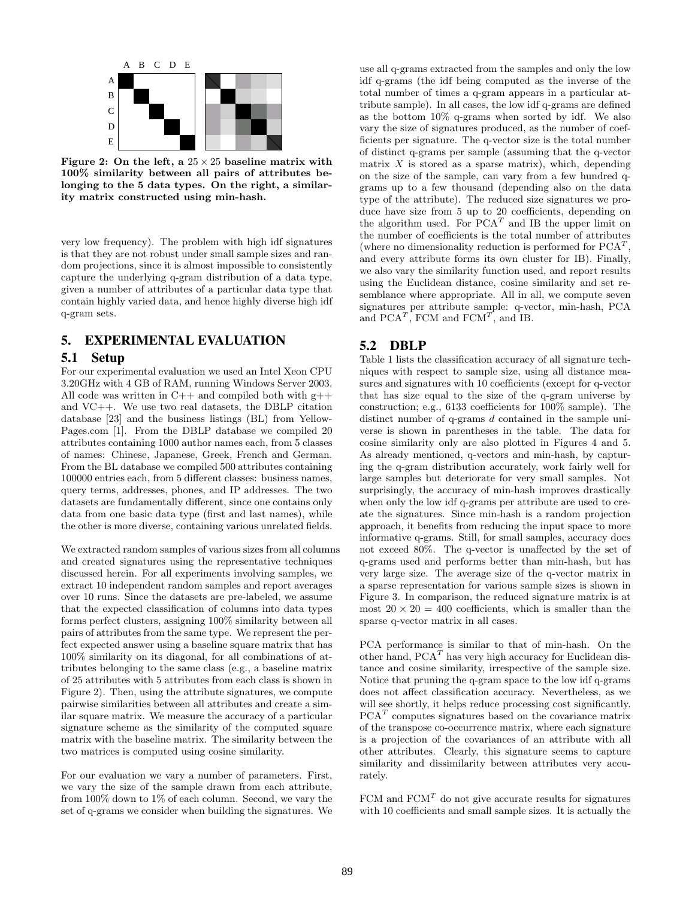Figure 2: On the left, a $25 \times 25$ baseline matrix with 100% similarity between all pairs of attributes belonging to the 5 data types. On the right, a similarity matrix constructed using min-hash.

very low frequency). The problem with high idf signatures is that they are not robust under small sample sizes and random projections, since it is almost impossible to consistently capture the underlying q-gram distribution of a data type, given a number of attributes of a particular data type that contain highly varied data, and hence highly diverse high idf q-gram sets.

## 5. EXPERIMENTAL EVALUATION

### 5.1 Setup

For our experimental evaluation we used an Intel Xeon CPU 3.20GHz with 4 GB of RAM, running Windows Server 2003. All code was written in C++ and compiled both with g++ and VC++. We use two real datasets, the DBLP citation database [23] and the business listings (BL) from Yellow-Pages.com [1]. From the DBLP database we compiled 20 attributes containing 1000 author names each, from 5 classes of names: Chinese, Japanese, Greek, French and German. From the BL database we compiled 500 attributes containing 100000 entries each, from 5 different classes: business names, query terms, addresses, phones, and IP addresses. The two datasets are fundamentally different, since one contains only data from one basic data type (first and last names), while the other is more diverse, containing various unrelated fields.

We extracted random samples of various sizes from all columns and created signatures using the representative techniques discussed herein. For all experiments involving samples, we extract 10 independent random samples and report averages over 10 runs. Since the datasets are pre-labeled, we assume that the expected classification of columns into data types forms perfect clusters, assigning 100% similarity between all pairs of attributes from the same type. We represent the perfect expected answer using a baseline square matrix that has 100% similarity on its diagonal, for all combinations of attributes belonging to the same class (e.g., a baseline matrix of 25 attributes with 5 attributes from each class is shown in Figure 2). Then, using the attribute signatures, we compute pairwise similarities between all attributes and create a similar square matrix. We measure the accuracy of a particular signature scheme as the similarity of the computed square matrix with the baseline matrix. The similarity between the two matrices is computed using cosine similarity.

For our evaluation we vary a number of parameters. First, we vary the size of the sample drawn from each attribute, from 100% down to 1% of each column. Second, we vary the set of q-grams we consider when building the signatures. We use all q-grams extracted from the samples and only the low idf q-grams (the idf being computed as the inverse of the total number of times a q-gram appears in a particular attribute sample). In all cases, the low idf q-grams are defined as the bottom 10% q-grams when sorted by idf. We also vary the size of signatures produced, as the number of coefficients per signature. The q-vector size is the total number of distinct q-grams per sample (assuming that the q-vector matrix $X$ is stored as a sparse matrix), which, depending on the size of the sample, can vary from a few hundred q-grams up to a few thousand (depending also on the data type of the attribute). The reduced size signatures we produce have size from 5 up to 20 coefficients, depending on the algorithm used. For $\text{PCA}^T$ and IB the upper limit on the number of coefficients is the total number of attributes (where no dimensionality reduction is performed for $\text{PCA}^T$, and every attribute forms its own cluster for IB). Finally, we also vary the similarity function used, and report results using the Euclidean distance, cosine similarity and set resemblance where appropriate. All in all, we compute seven signatures per attribute sample: q-vector, min-hash, PCA and $\text{PCA}^T$, FCM and $\text{FCM}^T$, and IB.

### 5.2 DBLP

Table 1 lists the classification accuracy of all signature techniques with respect to sample size, using all distance measures and signatures with 10 coefficients (except for q-vector that has size equal to the size of the q-gram universe by construction; e.g., 6133 coefficients for 100% sample). The distinct number of q-grams $d$ contained in the sample universe is shown in parentheses in the table. The data for cosine similarity only are also plotted in Figures 4 and 5. As already mentioned, q-vectors and min-hash, by capturing the q-gram distribution accurately, work fairly well for large samples but deteriorate for very small samples. Not surprisingly, the accuracy of min-hash improves drastically when only the low idf q-grams per attribute are used to create the signatures. Since min-hash is a random projection approach, it benefits from reducing the input space to more informative q-grams. Still, for small samples, accuracy does not exceed 80%. The q-vector is unaffected by the set of q-grams used and performs better than min-hash, but has very large size. The average size of the q-vector matrix in a sparse representation for various sample sizes is shown in Figure 3. In comparison, the reduced signature matrix is at most $20 \times 20 = 400$ coefficients, which is smaller than the sparse q-vector matrix in all cases.

PCA performance is similar to that of min-hash. On the other hand, $\text{PCA}^T$ has very high accuracy for Euclidean distance and cosine similarity, irrespective of the sample size. Notice that pruning the q-gram space to the low idf q-grams does not affect classification accuracy. Nevertheless, as we will see shortly, it helps reduce processing cost significantly. $\text{PCA}^T$ computes signatures based on the covariance matrix of the transpose co-occurrence matrix, where each signature is a projection of the covariances of an attribute with all other attributes. Clearly, this signature seems to capture similarity and dissimilarity between attributes very accurately.

FCM and $\text{FCM}^T$ do not give accurate results for signatures with 10 coefficients and small sample sizes. It is actually the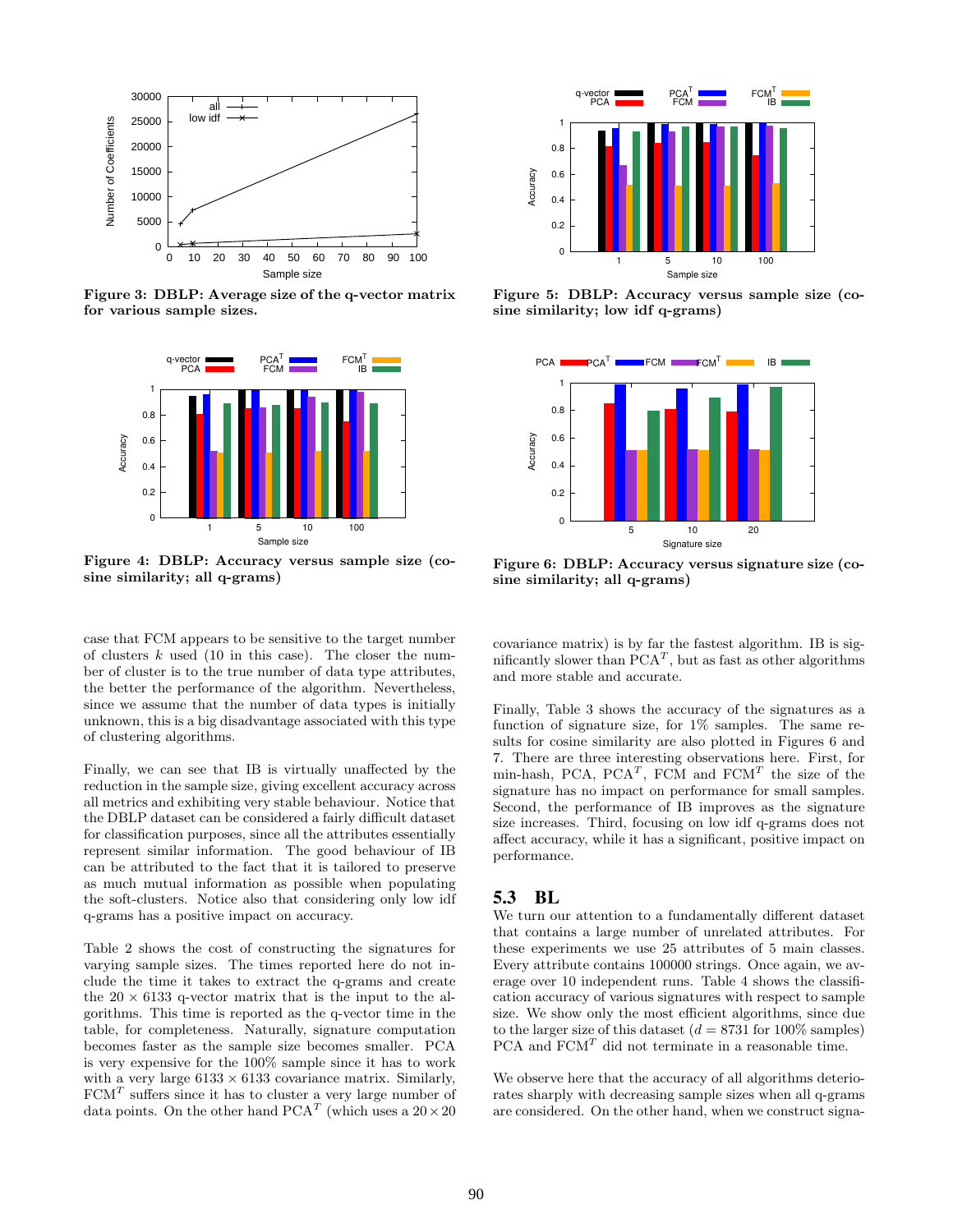Figure 3: DBLP: Average size of the q-vector matrix for various sample sizes.

Figure 4: DBLP: Accuracy versus sample size (cosine similarity; all q-grams)

Figure 5: DBLP: Accuracy versus sample size (cosine similarity; low idf q-grams)

Figure 6: DBLP: Accuracy versus signature size (cosine similarity; all q-grams)

case that FCM appears to be sensitive to the target number of clusters $k$ used (10 in this case). The closer the number of cluster is to the true number of data type attributes, the better the performance of the algorithm. Nevertheless, since we assume that the number of data types is initially unknown, this is a big disadvantage associated with this type of clustering algorithms.

Finally, we can see that IB is virtually unaffected by the reduction in the sample size, giving excellent accuracy across all metrics and exhibiting very stable behaviour. Notice that the DBLP dataset can be considered a fairly difficult dataset for classification purposes, since all the attributes essentially represent similar information. The good behaviour of IB can be attributed to the fact that it is tailored to preserve as much mutual information as possible when populating the soft-clusters. Notice also that considering only low idf q-grams has a positive impact on accuracy.

Table 2 shows the cost of constructing the signatures for varying sample sizes. The times reported here do not include the time it takes to extract the q-grams and create the $20 \times 6133$ q-vector matrix that is the input to the algorithms. This time is reported as the q-vector time in the table, for completeness. Naturally, signature computation becomes faster as the sample size becomes smaller. PCA is very expensive for the 100% sample since it has to work with a very large $6133 \times 6133$ covariance matrix. Similarly, FCM$^T$ suffers since it has to cluster a very large number of data points. On the other hand PCA$^T$ (which uses a $20 \times 20$ covariance matrix) is by far the fastest algorithm. IB is significantly slower than PCA$^T$, but as fast as other algorithms and more stable and accurate.

Finally, Table 3 shows the accuracy of the signatures as a function of signature size, for 1% samples. The same results for cosine similarity are also plotted in Figures 6 and 7. There are three interesting observations here. First, for min-hash, PCA, PCA$^T$, FCM and FCM$^T$ the size of the signature has no impact on performance for small samples. Second, the performance of IB improves as the signature size increases. Third, focusing on low idf q-grams does not affect accuracy, while it has a significant, positive impact on performance.

## 5.3 BL

We turn our attention to a fundamentally different dataset that contains a large number of unrelated attributes. For these experiments we use 25 attributes of 5 main classes. Every attribute contains 100000 strings. Once again, we average over 10 independent runs. Table 4 shows the classification accuracy of various signatures with respect to sample size. We show only the most efficient algorithms, since due to the larger size of this dataset ($d = 8731$ for 100% samples) PCA and FCM$^T$ did not terminate in a reasonable time.

We observe here that the accuracy of all algorithms deteriorates sharply with decreasing sample sizes when all q-grams are considered. On the other hand, when we construct signa-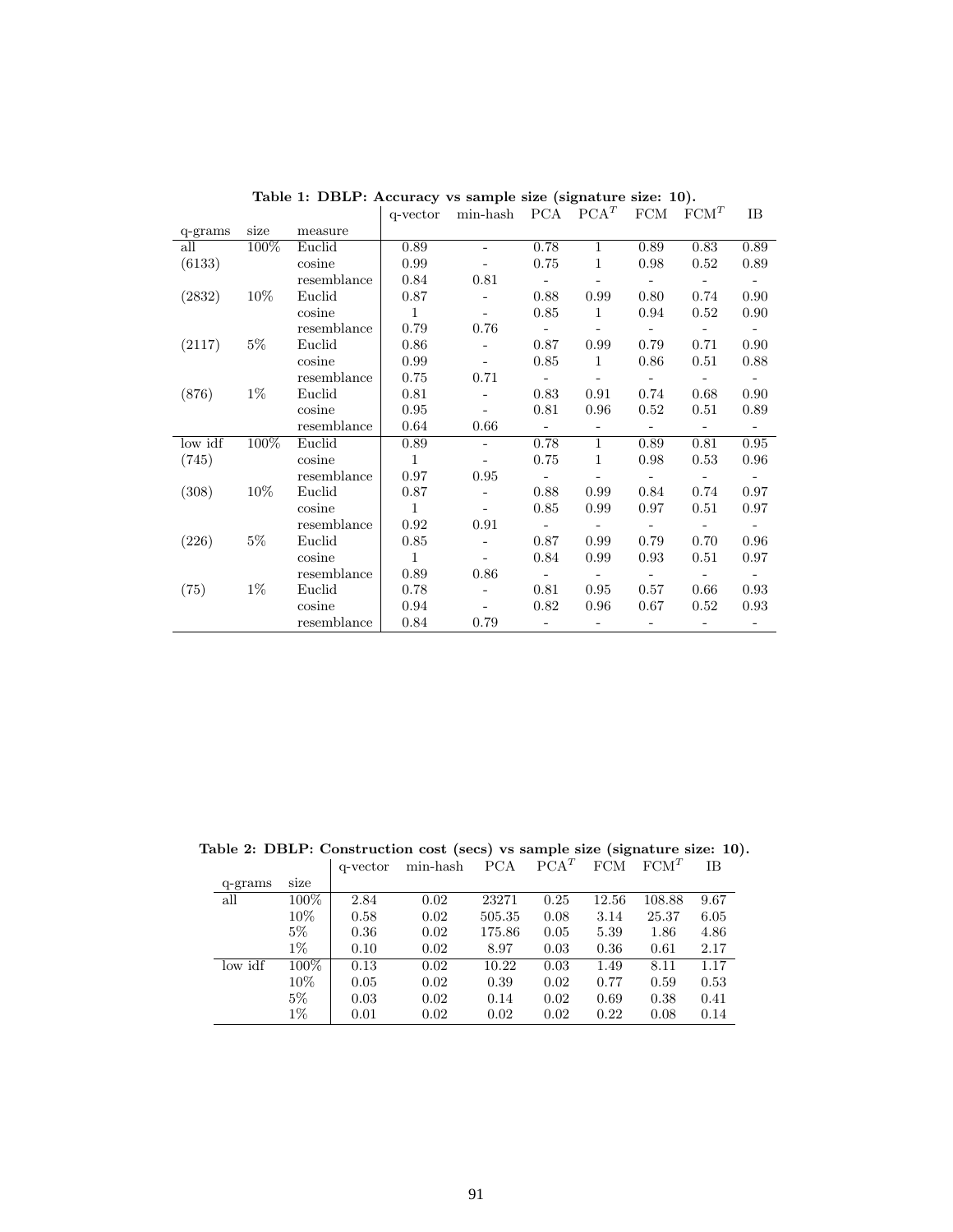**Table 1: DBLP: Accuracy vs sample size (signature size: 10).**

| q-grams | size | measure | q-vector | min-hash | PCA | PCA$^T$ | FCM | FCM$^T$ | IB |
|---|---|---|---|---|---|---|---|---|---|
| all | 100% | Euclid | 0.89 | - | 0.78 | 1 | 0.89 | 0.83 | 0.89 |
| (6133) | | cosine | 0.99 | - | 0.75 | 1 | 0.98 | 0.52 | 0.89 |
| | | resemblance | 0.84 | 0.81 | - | - | - | - | - |
| (2832) | 10% | Euclid | 0.87 | - | 0.88 | 0.99 | 0.80 | 0.74 | 0.90 |
| | | cosine | 1 | - | 0.85 | 1 | 0.94 | 0.52 | 0.90 |
| | | resemblance | 0.79 | 0.76 | - | - | - | - | - |
| (2117) | 5% | Euclid | 0.86 | - | 0.87 | 0.99 | 0.79 | 0.71 | 0.90 |
| | | cosine | 0.99 | - | 0.85 | 1 | 0.86 | 0.51 | 0.88 |
| | | resemblance | 0.75 | 0.71 | - | - | - | - | - |
| (876) | 1% | Euclid | 0.81 | - | 0.83 | 0.91 | 0.74 | 0.68 | 0.90 |
| | | cosine | 0.95 | - | 0.81 | 0.96 | 0.52 | 0.51 | 0.89 |
| | | resemblance | 0.64 | 0.66 | - | - | - | - | - |
| low idf | 100% | Euclid | 0.89 | - | 0.78 | 1 | 0.89 | 0.81 | 0.95 |
| (745) | | cosine | 1 | - | 0.75 | 1 | 0.98 | 0.53 | 0.96 |
| | | resemblance | 0.97 | 0.95 | - | - | - | - | - |
| (308) | 10% | Euclid | 0.87 | - | 0.88 | 0.99 | 0.84 | 0.74 | 0.97 |
| | | cosine | 1 | - | 0.85 | 0.99 | 0.97 | 0.51 | 0.97 |
| | | resemblance | 0.92 | 0.91 | - | - | - | - | - |
| (226) | 5% | Euclid | 0.85 | - | 0.87 | 0.99 | 0.79 | 0.70 | 0.96 |
| | | cosine | 1 | - | 0.84 | 0.99 | 0.93 | 0.51 | 0.97 |
| | | resemblance | 0.89 | 0.86 | - | - | - | - | - |
| (75) | 1% | Euclid | 0.78 | - | 0.81 | 0.95 | 0.57 | 0.66 | 0.93 |
| | | cosine | 0.94 | - | 0.82 | 0.96 | 0.67 | 0.52 | 0.93 |
| | | resemblance | 0.84 | 0.79 | - | - | - | - | - |

**Table 2: DBLP: Construction cost (secs) vs sample size (signature size: 10).**

| q-grams | size | q-vector | min-hash | PCA | PCA$^T$ | FCM | FCM$^T$ | IB |
|---|---|---|---|---|---|---|---|---|
| all | 100% | 2.84 | 0.02 | 23271 | 0.25 | 12.56 | 108.88 | 9.67 |
| | 10% | 0.58 | 0.02 | 505.35 | 0.08 | 3.14 | 25.37 | 6.05 |
| | 5% | 0.36 | 0.02 | 175.86 | 0.05 | 5.39 | 1.86 | 4.86 |
| | 1% | 0.10 | 0.02 | 8.97 | 0.03 | 0.36 | 0.61 | 2.17 |
| low idf | 100% | 0.13 | 0.02 | 10.22 | 0.03 | 1.49 | 8.11 | 1.17 |
| | 10% | 0.05 | 0.02 | 0.39 | 0.02 | 0.77 | 0.59 | 0.53 |
| | 5% | 0.03 | 0.02 | 0.14 | 0.02 | 0.69 | 0.38 | 0.41 |
| | 1% | 0.01 | 0.02 | 0.02 | 0.02 | 0.22 | 0.08 | 0.14 |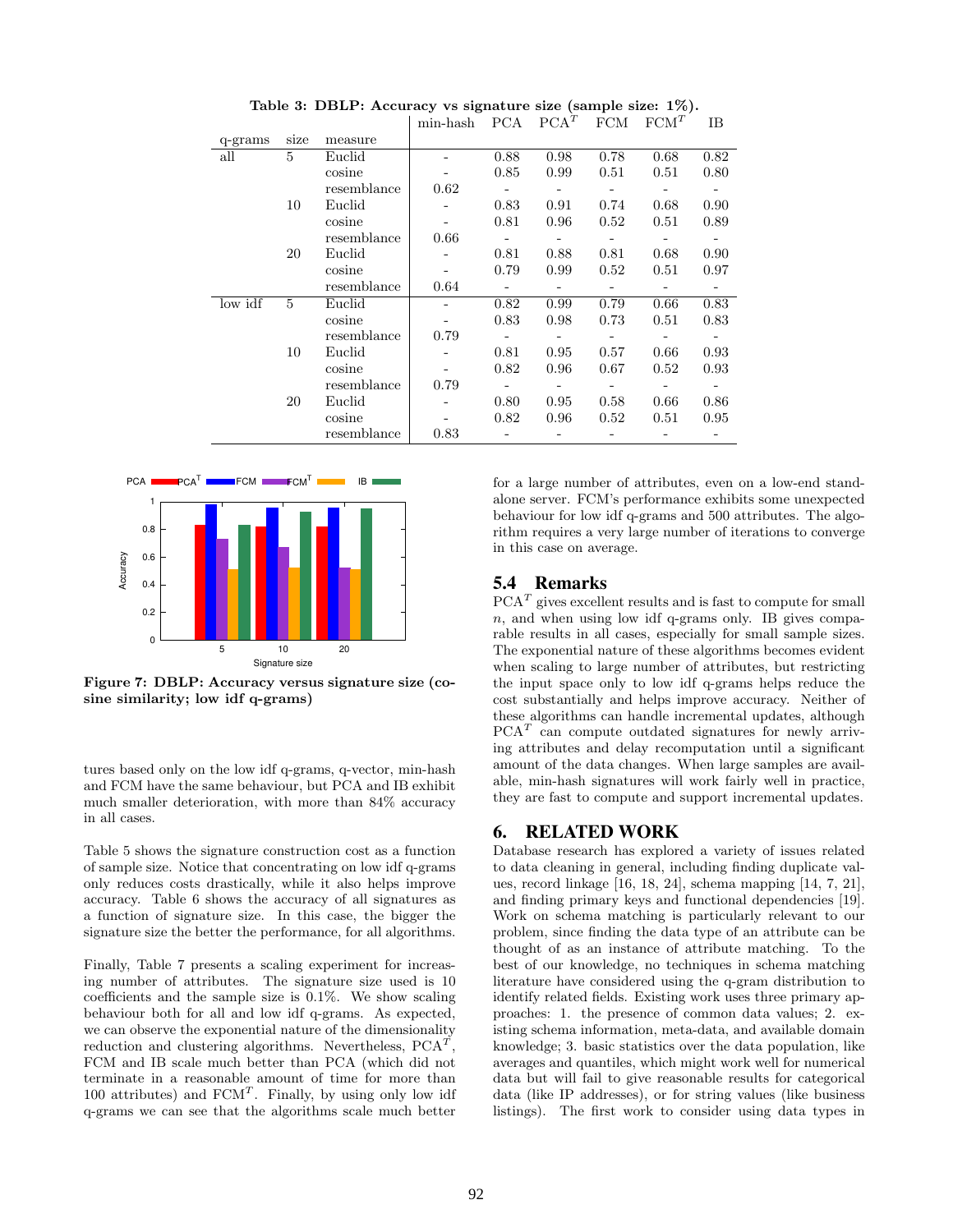**Table 3: DBLP: Accuracy vs signature size (sample size: 1%).**

| q-grams | size | measure | min-hash | PCA | $\text{PCA}^T$ | FCM | $\text{FCM}^T$ | IB |
|---|---|---|---|---|---|---|---|---|
| all | 5 | Euclid | - | 0.88 | 0.98 | 0.78 | 0.68 | 0.82 |
| | | cosine | - | 0.85 | 0.99 | 0.51 | 0.51 | 0.80 |
| | | resemblance | 0.62 | - | - | - | - | - |
| | 10 | Euclid | - | 0.83 | 0.91 | 0.74 | 0.68 | 0.90 |
| | | cosine | - | 0.81 | 0.96 | 0.52 | 0.51 | 0.89 |
| | | resemblance | 0.66 | - | - | - | - | - |
| | 20 | Euclid | - | 0.81 | 0.88 | 0.81 | 0.68 | 0.90 |
| | | cosine | - | 0.79 | 0.99 | 0.52 | 0.51 | 0.97 |
| | | resemblance | 0.64 | - | - | - | - | - |
| low idf | 5 | Euclid | - | 0.82 | 0.99 | 0.79 | 0.66 | 0.83 |
| | | cosine | - | 0.83 | 0.98 | 0.73 | 0.51 | 0.83 |
| | | resemblance | 0.79 | - | - | - | - | - |
| | 10 | Euclid | - | 0.81 | 0.95 | 0.57 | 0.66 | 0.93 |
| | | cosine | - | 0.82 | 0.96 | 0.67 | 0.52 | 0.93 |
| | | resemblance | 0.79 | - | - | - | - | - |
| | 20 | Euclid | - | 0.80 | 0.95 | 0.58 | 0.66 | 0.86 |
| | | cosine | - | 0.82 | 0.96 | 0.52 | 0.51 | 0.95 |
| | | resemblance | 0.83 | - | - | - | - | - |

**Figure 7: DBLP: Accuracy versus signature size (cosine similarity; low idf q-grams)**

tures based only on the low idf q-grams, q-vector, min-hash and FCM have the same behaviour, but PCA and IB exhibit much smaller deterioration, with more than 84% accuracy in all cases.

Table 5 shows the signature construction cost as a function of sample size. Notice that concentrating on low idf q-grams only reduces costs drastically, while it also helps improve accuracy. Table 6 shows the accuracy of all signatures as a function of signature size. In this case, the bigger the signature size the better the performance, for all algorithms.

Finally, Table 7 presents a scaling experiment for increasing number of attributes. The signature size used is 10 coefficients and the sample size is 0.1%. We show scaling behaviour both for all and low idf q-grams. As expected, we can observe the exponential nature of the dimensionality reduction and clustering algorithms. Nevertheless, $\text{PCA}^T$, FCM and IB scale much better than PCA (which did not terminate in a reasonable amount of time for more than 100 attributes) and $\text{FCM}^T$. Finally, by using only low idf q-grams we can see that the algorithms scale much better for a large number of attributes, even on a low-end standalone server. FCM's performance exhibits some unexpected behaviour for low idf q-grams and 500 attributes. The algorithm requires a very large number of iterations to converge in this case on average.

## 5.4 Remarks

$\text{PCA}^T$ gives excellent results and is fast to compute for small $n$, and when using low idf q-grams only. IB gives comparable results in all cases, especially for small sample sizes. The exponential nature of these algorithms becomes evident when scaling to large number of attributes, but restricting the input space only to low idf q-grams helps reduce the cost substantially and helps improve accuracy. Neither of these algorithms can handle incremental updates, although $\text{PCA}^T$ can compute outdated signatures for newly arriving attributes and delay recomputation until a significant amount of the data changes. When large samples are available, min-hash signatures will work fairly well in practice, they are fast to compute and support incremental updates.

# 6. RELATED WORK

Database research has explored a variety of issues related to data cleaning in general, including finding duplicate values, record linkage [16, 18, 24], schema mapping [14, 7, 21], and finding primary keys and functional dependencies [19]. Work on schema matching is particularly relevant to our problem, since finding the data type of an attribute can be thought of as an instance of attribute matching. To the best of our knowledge, no techniques in schema matching literature have considered using the q-gram distribution to identify related fields. Existing work uses three primary approaches: 1. the presence of common data values; 2. existing schema information, meta-data, and available domain knowledge; 3. basic statistics over the data population, like averages and quantiles, which might work well for numerical data but will fail to give reasonable results for categorical data (like IP addresses), or for string values (like business listings). The first work to consider using data types in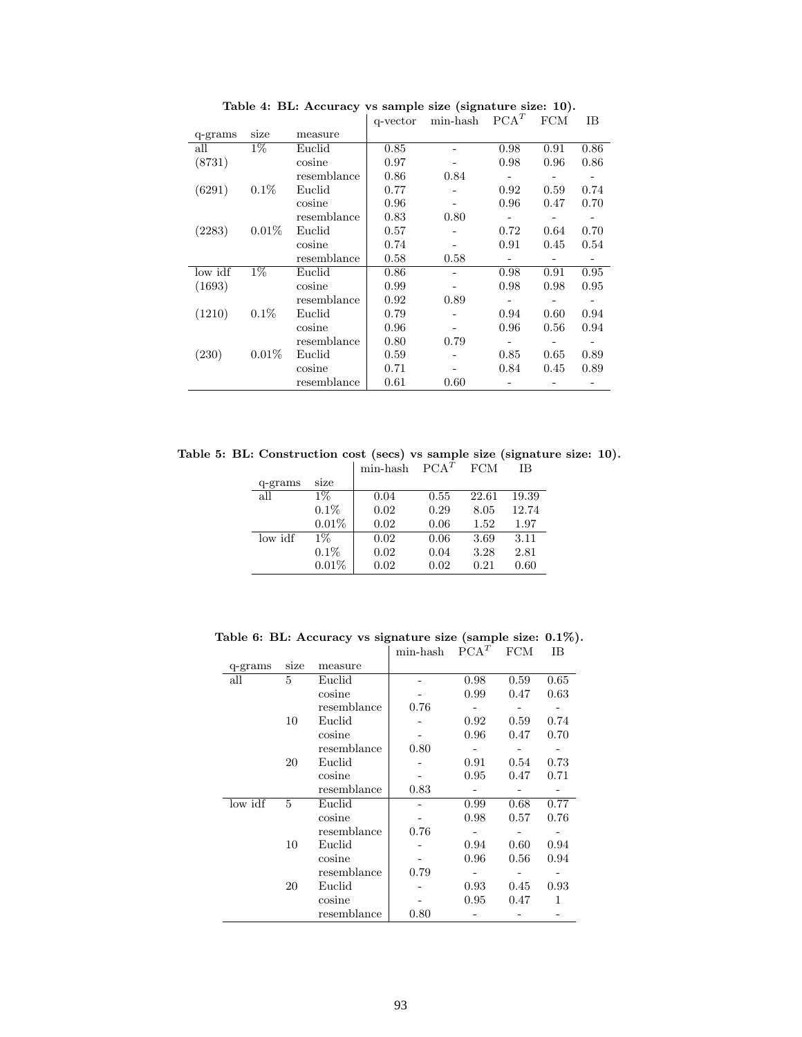**Table 4: BL: Accuracy vs sample size (signature size: 10).**

| q-grams | size | measure | q-vector | min-hash | $PCA^T$ | FCM | IB |
|---|---|---|---|---|---|---|---|
| all | 1% | Euclid | 0.85 | - | 0.98 | 0.91 | 0.86 |
| (8731) | | cosine | 0.97 | - | 0.98 | 0.96 | 0.86 |
| | | resemblance | 0.86 | 0.84 | - | - | - |
| (6291) | 0.1% | Euclid | 0.77 | - | 0.92 | 0.59 | 0.74 |
| | | cosine | 0.96 | - | 0.96 | 0.47 | 0.70 |
| | | resemblance | 0.83 | 0.80 | - | - | - |
| (2283) | 0.01% | Euclid | 0.57 | - | 0.72 | 0.64 | 0.70 |
| | | cosine | 0.74 | - | 0.91 | 0.45 | 0.54 |
| | | resemblance | 0.58 | 0.58 | - | - | - |
| low idf | 1% | Euclid | 0.86 | - | 0.98 | 0.91 | 0.95 |
| (1693) | | cosine | 0.99 | - | 0.98 | 0.98 | 0.95 |
| | | resemblance | 0.92 | 0.89 | - | - | - |
| (1210) | 0.1% | Euclid | 0.79 | - | 0.94 | 0.60 | 0.94 |
| | | cosine | 0.96 | - | 0.96 | 0.56 | 0.94 |
| | | resemblance | 0.80 | 0.79 | - | - | - |
| (230) | 0.01% | Euclid | 0.59 | - | 0.85 | 0.65 | 0.89 |
| | | cosine | 0.71 | - | 0.84 | 0.45 | 0.89 |
| | | resemblance | 0.61 | 0.60 | - | - | - |

**Table 5: BL: Construction cost (secs) vs sample size (signature size: 10).**

| q-grams | size | min-hash | $PCA^T$ | FCM | IB |
|---|---|---|---|---|---|
| all | 1% | 0.04 | 0.55 | 22.61 | 19.39 |
| | 0.1% | 0.02 | 0.29 | 8.05 | 12.74 |
| | 0.01% | 0.02 | 0.06 | 1.52 | 1.97 |
| low idf | 1% | 0.02 | 0.06 | 3.69 | 3.11 |
| | 0.1% | 0.02 | 0.04 | 3.28 | 2.81 |
| | 0.01% | 0.02 | 0.02 | 0.21 | 0.60 |

**Table 6: BL: Accuracy vs signature size (sample size: 0.1%).**

| q-grams | size | measure | min-hash | $PCA^T$ | FCM | IB |
|---|---|---|---|---|---|---|
| all | 5 | Euclid | - | 0.98 | 0.59 | 0.65 |
| | | cosine | - | 0.99 | 0.47 | 0.63 |
| | | resemblance | 0.76 | - | - | - |
| | 10 | Euclid | - | 0.92 | 0.59 | 0.74 |
| | | cosine | - | 0.96 | 0.47 | 0.70 |
| | | resemblance | 0.80 | - | - | - |
| | 20 | Euclid | - | 0.91 | 0.54 | 0.73 |
| | | cosine | - | 0.95 | 0.47 | 0.71 |
| | | resemblance | 0.83 | - | - | - |
| low idf | 5 | Euclid | - | 0.99 | 0.68 | 0.77 |
| | | cosine | - | 0.98 | 0.57 | 0.76 |
| | | resemblance | 0.76 | - | - | - |
| | 10 | Euclid | - | 0.94 | 0.60 | 0.94 |
| | | cosine | - | 0.96 | 0.56 | 0.94 |
| | | resemblance | 0.79 | - | - | - |
| | 20 | Euclid | - | 0.93 | 0.45 | 0.93 |
| | | cosine | - | 0.95 | 0.47 | 1 |
| | | resemblance | 0.80 | - | - | - |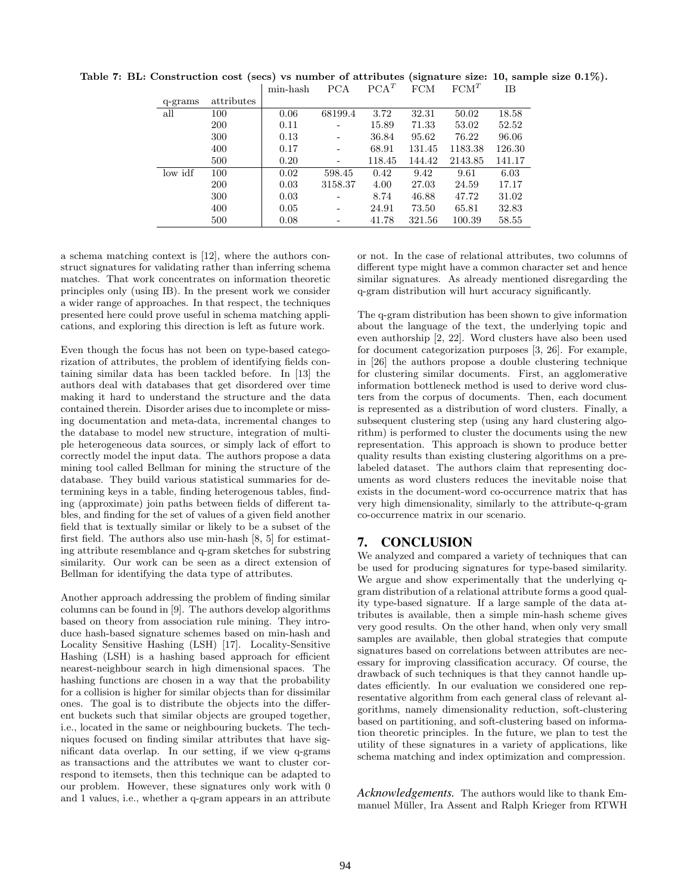**Table 7: BL: Construction cost (secs) vs number of attributes (signature size: 10, sample size 0.1%).**

| q-grams | attributes | min-hash | PCA | $PCA^T$ | FCM | $FCM^T$ | IB |
|---|---|---|---|---|---|---|---|
| all | 100 | 0.06 | 68199.4 | 3.72 | 32.31 | 50.02 | 18.58 |
| | 200 | 0.11 | - | 15.89 | 71.33 | 53.02 | 52.52 |
| | 300 | 0.13 | - | 36.84 | 95.62 | 76.22 | 96.06 |
| | 400 | 0.17 | - | 68.91 | 131.45 | 1183.38 | 126.30 |
| | 500 | 0.20 | - | 118.45 | 144.42 | 2143.85 | 141.17 |
| low idf | 100 | 0.02 | 598.45 | 0.42 | 9.42 | 9.61 | 6.03 |
| | 200 | 0.03 | 3158.37 | 4.00 | 27.03 | 24.59 | 17.17 |
| | 300 | 0.03 | - | 8.74 | 46.88 | 47.72 | 31.02 |
| | 400 | 0.05 | - | 24.91 | 73.50 | 65.81 | 32.83 |
| | 500 | 0.08 | - | 41.78 | 321.56 | 100.39 | 58.55 |

a schema matching context is [12], where the authors construct signatures for validating rather than inferring schema matches. That work concentrates on information theoretic principles only (using IB). In the present work we consider a wider range of approaches. In that respect, the techniques presented here could prove useful in schema matching applications, and exploring this direction is left as future work.

Even though the focus has not been on type-based categorization of attributes, the problem of identifying fields containing similar data has been tackled before. In [13] the authors deal with databases that get disordered over time making it hard to understand the structure and the data contained therein. Disorder arises due to incomplete or missing documentation and meta-data, incremental changes to the database to model new structure, integration of multiple heterogeneous data sources, or simply lack of effort to correctly model the input data. The authors propose a data mining tool called Bellman for mining the structure of the database. They build various statistical summaries for determining keys in a table, finding heterogenous tables, finding (approximate) join paths between fields of different tables, and finding for the set of values of a given field another field that is textually similar or likely to be a subset of the first field. The authors also use min-hash [8, 5] for estimating attribute resemblance and q-gram sketches for substring similarity. Our work can be seen as a direct extension of Bellman for identifying the data type of attributes.

Another approach addressing the problem of finding similar columns can be found in [9]. The authors develop algorithms based on theory from association rule mining. They introduce hash-based signature schemes based on min-hash and Locality Sensitive Hashing (LSH) [17]. Locality-Sensitive Hashing (LSH) is a hashing based approach for efficient nearest-neighbour search in high dimensional spaces. The hashing functions are chosen in a way that the probability for a collision is higher for similar objects than for dissimilar ones. The goal is to distribute the objects into the different buckets such that similar objects are grouped together, i.e., located in the same or neighbouring buckets. The techniques focused on finding similar attributes that have significant data overlap. In our setting, if we view q-grams as transactions and the attributes we want to cluster correspond to itemsets, then this technique can be adapted to our problem. However, these signatures only work with 0 and 1 values, i.e., whether a q-gram appears in an attribute or not. In the case of relational attributes, two columns of different type might have a common character set and hence similar signatures. As already mentioned disregarding the q-gram distribution will hurt accuracy significantly.

The q-gram distribution has been shown to give information about the language of the text, the underlying topic and even authorship [2, 22]. Word clusters have also been used for document categorization purposes [3, 26]. For example, in [26] the authors propose a double clustering technique for clustering similar documents. First, an agglomerative information bottleneck method is used to derive word clusters from the corpus of documents. Then, each document is represented as a distribution of word clusters. Finally, a subsequent clustering step (using any hard clustering algorithm) is performed to cluster the documents using the new representation. This approach is shown to produce better quality results than existing clustering algorithms on a prelabeled dataset. The authors claim that representing documents as word clusters reduces the inevitable noise that exists in the document-word co-occurrence matrix that has very high dimensionality, similarly to the attribute-q-gram co-occurrence matrix in our scenario.

## 7. CONCLUSION

We analyzed and compared a variety of techniques that can be used for producing signatures for type-based similarity. We argue and show experimentally that the underlying q-gram distribution of a relational attribute forms a good quality type-based signature. If a large sample of the data attributes is available, then a simple min-hash scheme gives very good results. On the other hand, when only very small samples are available, then global strategies that compute signatures based on correlations between attributes are necessary for improving classification accuracy. Of course, the drawback of such techniques is that they cannot handle updates efficiently. In our evaluation we considered one representative algorithm from each general class of relevant algorithms, namely dimensionality reduction, soft-clustering based on partitioning, and soft-clustering based on information theoretic principles. In the future, we plan to test the utility of these signatures in a variety of applications, like schema matching and index optimization and compression.

***Acknowledgements.*** The authors would like to thank Emmanuel Müller, Ira Assent and Ralph Krieger from RTWH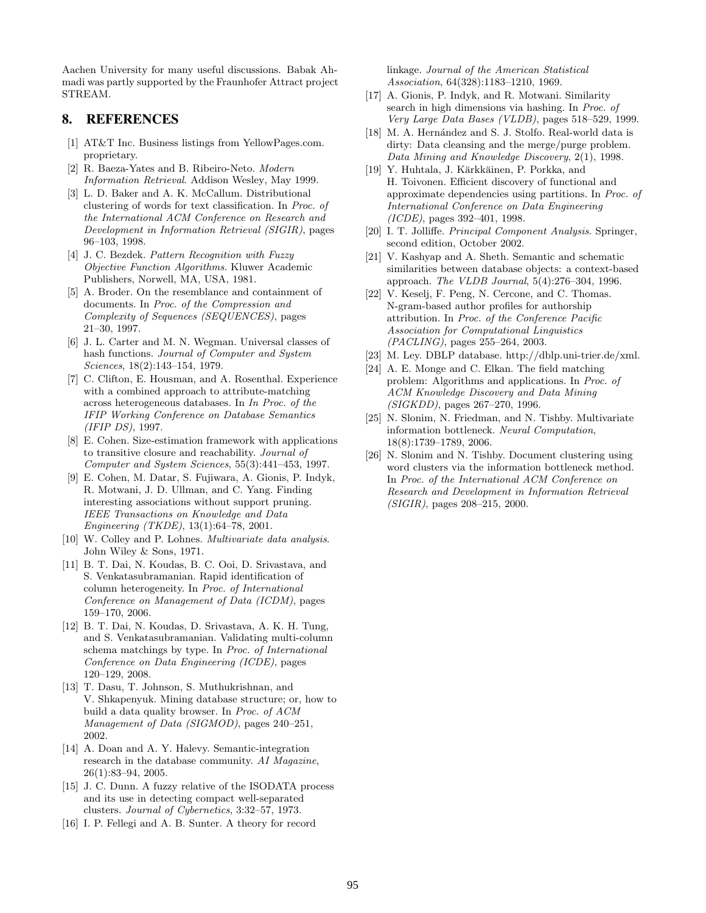Aachen University for many useful discussions. Babak Ahmadi was partly supported by the Fraunhofer Attract project STREAM.

## 8. REFERENCES

[1] AT&T Inc. Business listings from YellowPages.com. proprietary.

[2] R. Baeza-Yates and B. Ribeiro-Neto. *Modern Information Retrieval*. Addison Wesley, May 1999.

[3] L. D. Baker and A. K. McCallum. Distributional clustering of words for text classification. In *Proc. of the International ACM Conference on Research and Development in Information Retrieval (SIGIR)*, pages 96–103, 1998.

[4] J. C. Bezdek. *Pattern Recognition with Fuzzy Objective Function Algorithms*. Kluwer Academic Publishers, Norwell, MA, USA, 1981.

[5] A. Broder. On the resemblance and containment of documents. In *Proc. of the Compression and Complexity of Sequences (SEQUENCES)*, pages 21–30, 1997.

[6] J. L. Carter and M. N. Wegman. Universal classes of hash functions. *Journal of Computer and System Sciences*, 18(2):143–154, 1979.

[7] C. Clifton, E. Housman, and A. Rosenthal. Experience with a combined approach to attribute-matching across heterogeneous databases. In *In Proc. of the IFIP Working Conference on Database Semantics (IFIP DS)*, 1997.

[8] E. Cohen. Size-estimation framework with applications to transitive closure and reachability. *Journal of Computer and System Sciences*, 55(3):441–453, 1997.

[9] E. Cohen, M. Datar, S. Fujiwara, A. Gionis, P. Indyk, R. Motwani, J. D. Ullman, and C. Yang. Finding interesting associations without support pruning. *IEEE Transactions on Knowledge and Data Engineering (TKDE)*, 13(1):64–78, 2001.

[10] W. Colley and P. Lohnes. *Multivariate data analysis*. John Wiley & Sons, 1971.

[11] B. T. Dai, N. Koudas, B. C. Ooi, D. Srivastava, and S. Venkatasubramanian. Rapid identification of column heterogeneity. In *Proc. of International Conference on Management of Data (ICDM)*, pages 159–170, 2006.

[12] B. T. Dai, N. Koudas, D. Srivastava, A. K. H. Tung, and S. Venkatasubramanian. Validating multi-column schema matchings by type. In *Proc. of International Conference on Data Engineering (ICDE)*, pages 120–129, 2008.

[13] T. Dasu, T. Johnson, S. Muthukrishnan, and V. Shkapenyuk. Mining database structure; or, how to build a data quality browser. In *Proc. of ACM Management of Data (SIGMOD)*, pages 240–251, 2002.

[14] A. Doan and A. Y. Halevy. Semantic-integration research in the database community. *AI Magazine*, 26(1):83–94, 2005.

[15] J. C. Dunn. A fuzzy relative of the ISODATA process and its use in detecting compact well-separated clusters. *Journal of Cybernetics*, 3:32–57, 1973.

[16] I. P. Fellegi and A. B. Sunter. A theory for record linkage. *Journal of the American Statistical Association*, 64(328):1183–1210, 1969.

[17] A. Gionis, P. Indyk, and R. Motwani. Similarity search in high dimensions via hashing. In *Proc. of Very Large Data Bases (VLDB)*, pages 518–529, 1999.

[18] M. A. Hernández and S. J. Stolfo. Real-world data is dirty: Data cleansing and the merge/purge problem. *Data Mining and Knowledge Discovery*, 2(1), 1998.

[19] Y. Huhtala, J. Kärkkäinen, P. Porkka, and H. Toivonen. Efficient discovery of functional and approximate dependencies using partitions. In *Proc. of International Conference on Data Engineering (ICDE)*, pages 392–401, 1998.

[20] I. T. Jolliffe. *Principal Component Analysis*. Springer, second edition, October 2002.

[21] V. Kashyap and A. Sheth. Semantic and schematic similarities between database objects: a context-based approach. *The VLDB Journal*, 5(4):276–304, 1996.

[22] V. Keselj, F. Peng, N. Cercone, and C. Thomas. N-gram-based author profiles for authorship attribution. In *Proc. of the Conference Pacific Association for Computational Linguistics (PACLING)*, pages 255–264, 2003.

[23] M. Ley. DBLP database. http://dblp.uni-trier.de/xml.

[24] A. E. Monge and C. Elkan. The field matching problem: Algorithms and applications. In *Proc. of ACM Knowledge Discovery and Data Mining (SIGKDD)*, pages 267–270, 1996.

[25] N. Slonim, N. Friedman, and N. Tishby. Multivariate information bottleneck. *Neural Computation*, 18(8):1739–1789, 2006.

[26] N. Slonim and N. Tishby. Document clustering using word clusters via the information bottleneck method. In *Proc. of the International ACM Conference on Research and Development in Information Retrieval (SIGIR)*, pages 208–215, 2000.